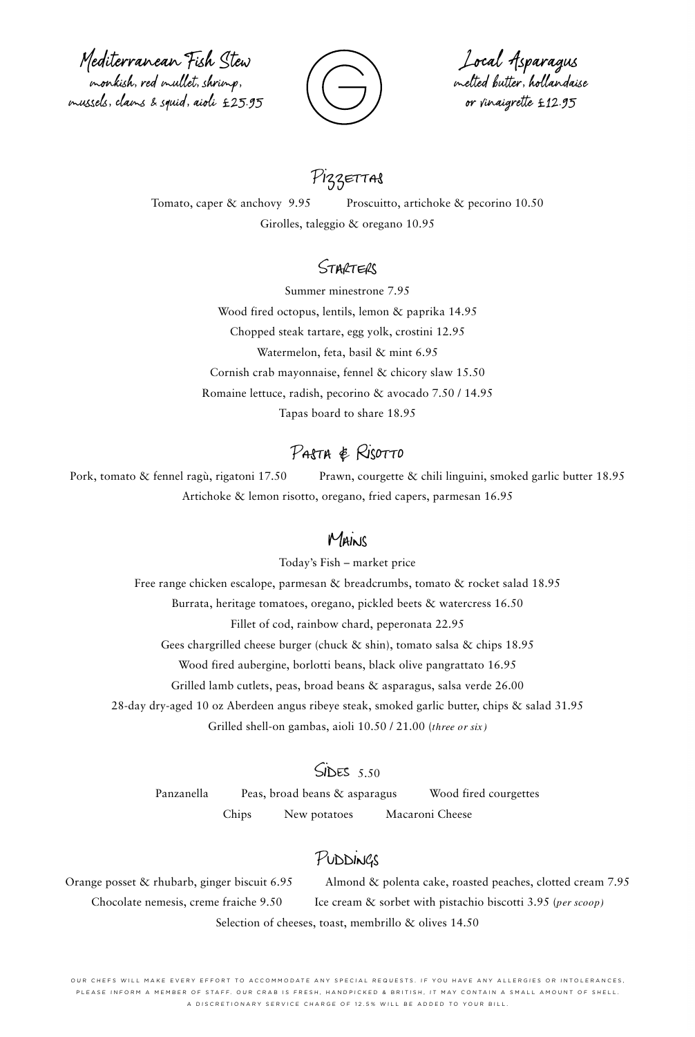**Mediterranean Fish Stew**
monkish, red mullet, shrimp, mussels, clams & squid, aioli £25.95

G

**Local Asparagus**
melted butter, hollandaise or vinaigrette £12.95

## Pizzettas

Tomato, caper & anchovy 9.95 Proscuitto, artichoke & pecorino 10.50

Girolles, taleggio & oregano 10.95

## Starters

Summer minestrone 7.95

Wood fired octopus, lentils, lemon & paprika 14.95

Chopped steak tartare, egg yolk, crostini 12.95

Watermelon, feta, basil & mint 6.95

Cornish crab mayonnaise, fennel & chicory slaw 15.50

Romaine lettuce, radish, pecorino & avocado 7.50 / 14.95

Tapas board to share 18.95

## Pasta & Risotto

Pork, tomato & fennel ragù, rigatoni 17.50 Prawn, courgette & chili linguini, smoked garlic butter 18.95

Artichoke & lemon risotto, oregano, fried capers, parmesan 16.95

## Mains

Today's Fish – market price

Free range chicken escalope, parmesan & breadcrumbs, tomato & rocket salad 18.95

Burrata, heritage tomatoes, oregano, pickled beets & watercress 16.50

Fillet of cod, rainbow chard, peperonata 22.95

Gees chargrilled cheese burger (chuck & shin), tomato salsa & chips 18.95

Wood fired aubergine, borlotti beans, black olive pangrattato 16.95

Grilled lamb cutlets, peas, broad beans & asparagus, salsa verde 26.00

28-day dry-aged 10 oz Aberdeen angus ribeye steak, smoked garlic butter, chips & salad 31.95

Grilled shell-on gambas, aioli 10.50 / 21.00 (*three or six*)

## Sides 5.50

Panzanella Peas, broad beans & asparagus Wood fired courgettes

Chips New potatoes Macaroni Cheese

## Puddings

Orange posset & rhubarb, ginger biscuit 6.95 Almond & polenta cake, roasted peaches, clotted cream 7.95

Chocolate nemesis, creme fraiche 9.50 Ice cream & sorbet with pistachio biscotti 3.95 (*per scoop*)

Selection of cheeses, toast, membrillo & olives 14.50

OUR CHEFS WILL MAKE EVERY EFFORT TO ACCOMMODATE ANY SPECIAL REQUESTS. IF YOU HAVE ANY ALLERGIES OR INTOLERANCES, PLEASE INFORM A MEMBER OF STAFF. OUR CRAB IS FRESH, HANDPICKED & BRITISH, IT MAY CONTAIN A SMALL AMOUNT OF SHELL. A DISCRETIONARY SERVICE CHARGE OF 12.5% WILL BE ADDED TO YOUR BILL.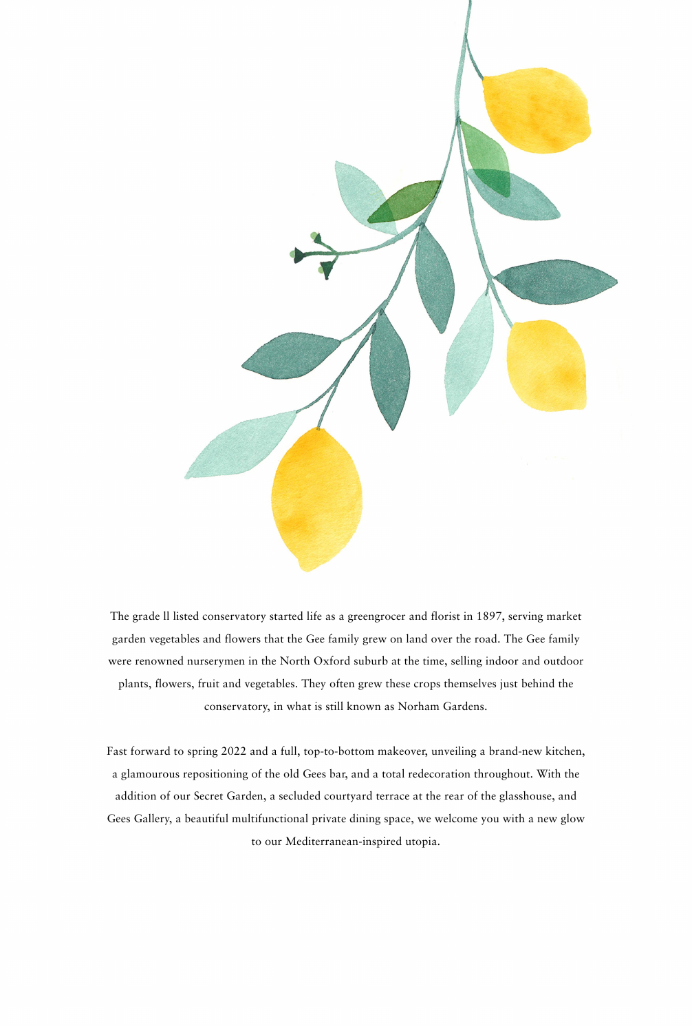The grade ll listed conservatory started life as a greengrocer and florist in 1897, serving market garden vegetables and flowers that the Gee family grew on land over the road. The Gee family were renowned nurserymen in the North Oxford suburb at the time, selling indoor and outdoor plants, flowers, fruit and vegetables. They often grew these crops themselves just behind the conservatory, in what is still known as Norham Gardens.

Fast forward to spring 2022 and a full, top-to-bottom makeover, unveiling a brand-new kitchen, a glamourous repositioning of the old Gees bar, and a total redecoration throughout. With the addition of our Secret Garden, a secluded courtyard terrace at the rear of the glasshouse, and Gees Gallery, a beautiful multifunctional private dining space, we welcome you with a new glow to our Mediterranean-inspired utopia.